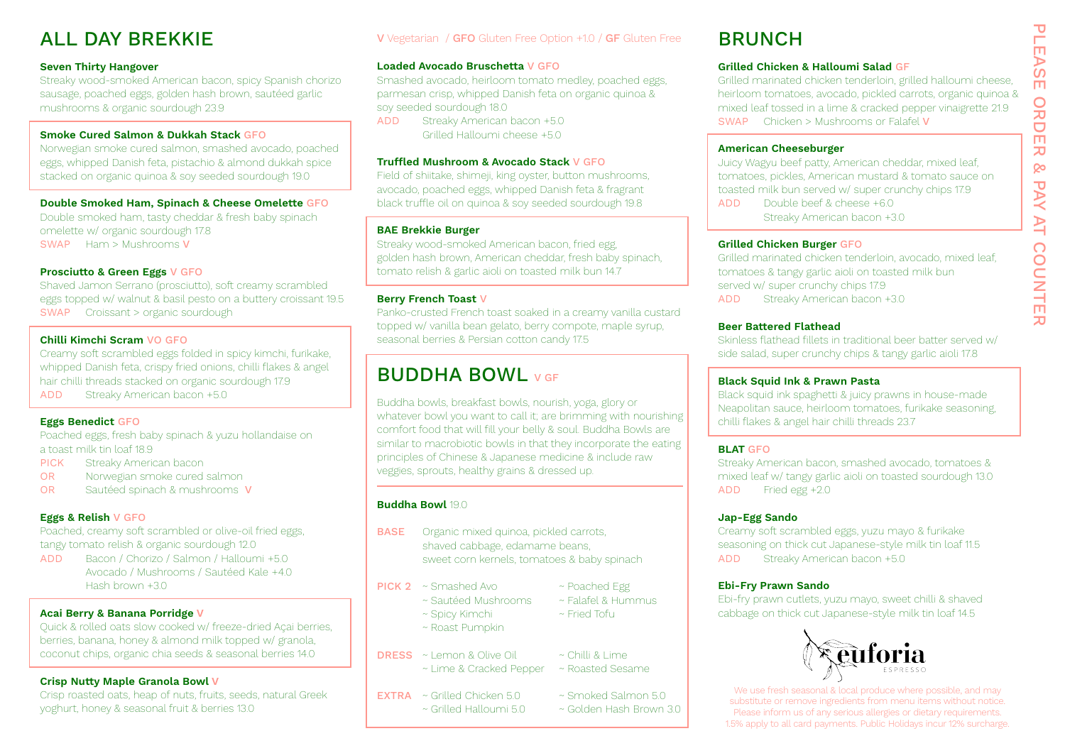# ALL DAY BREKKIE

**Seven Thirty Hangover**
Streaky wood-smoked American bacon, spicy Spanish chorizo sausage, poached eggs, golden hash brown, sautéed garlic mushrooms & organic sourdough 23.9

**Smoke Cured Salmon & Dukkah Stack** GFO
Norwegian smoke cured salmon, smashed avocado, poached eggs, whipped Danish feta, pistachio & almond dukkah spice stacked on organic quinoa & soy seeded sourdough 19.0

**Double Smoked Ham, Spinach & Cheese Omelette** GFO
Double smoked ham, tasty cheddar & fresh baby spinach omelette w/ organic sourdough 17.8
SWAP Ham > Mushrooms V

**Prosciutto & Green Eggs** V GFO
Shaved Jamon Serrano (prosciutto), soft creamy scrambled eggs topped w/ walnut & basil pesto on a buttery croissant 19.5
SWAP Croissant > organic sourdough

**Chilli Kimchi Scram** VO GFO
Creamy soft scrambled eggs folded in spicy kimchi, furikake, whipped Danish feta, crispy fried onions, chilli flakes & angel hair chilli threads stacked on organic sourdough 17.9
ADD Streaky American bacon +5.0

**Eggs Benedict** GFO
Poached eggs, fresh baby spinach & yuzu hollandaise on a toast milk tin loaf 18.9
PICK Streaky American bacon
OR Norwegian smoke cured salmon
OR Sautéed spinach & mushrooms V

**Eggs & Relish** V GFO
Poached, creamy soft scrambled or olive-oil fried eggs, tangy tomato relish & organic sourdough 12.0
ADD Bacon / Chorizo / Salmon / Halloumi +5.0
Avocado / Mushrooms / Sautéed Kale +4.0
Hash brown +3.0

**Acai Berry & Banana Porridge** V
Quick & rolled oats slow cooked w/ freeze-dried Açai berries, berries, banana, honey & almond milk topped w/ granola, coconut chips, organic chia seeds & seasonal berries 14.0

**Crisp Nutty Maple Granola Bowl** V
Crisp roasted oats, heap of nuts, fruits, seeds, natural Greek yoghurt, honey & seasonal fruit & berries 13.0

V Vegetarian / GFO Gluten Free Option +1.0 / GF Gluten Free

**Loaded Avocado Bruschetta** V GFO
Smashed avocado, heirloom tomato medley, poached eggs, parmesan crisp, whipped Danish feta on organic quinoa & soy seeded sourdough 18.0
ADD Streaky American bacon +5.0
Grilled Halloumi cheese +5.0

**Truffled Mushroom & Avocado Stack** V GFO
Field of shiitake, shimeji, king oyster, button mushrooms, avocado, poached eggs, whipped Danish feta & fragrant black truffle oil on quinoa & soy seeded sourdough 19.8

**BAE Brekkie Burger**
Streaky wood-smoked American bacon, fried egg, golden hash brown, American cheddar, fresh baby spinach, tomato relish & garlic aioli on toasted milk bun 14.7

**Berry French Toast** V
Panko-crusted French toast soaked in a creamy vanilla custard topped w/ vanilla bean gelato, berry compote, maple syrup, seasonal berries & Persian cotton candy 17.5

# BUDDHA BOWL V GF

Buddha bowls, breakfast bowls, nourish, yoga, glory or whatever bowl you want to call it; are brimming with nourishing comfort food that will fill your belly & soul. Buddha Bowls are similar to macrobiotic bowls in that they incorporate the eating principles of Chinese & Japanese medicine & include raw veggies, sprouts, healthy grains & dressed up.

**Buddha Bowl** 19.0

BASE Organic mixed quinoa, pickled carrots, shaved cabbage, edamame beans, sweet corn kernels, tomatoes & baby spinach

PICK 2
- ~ Smashed Avo
- ~ Sautéed Mushrooms
- ~ Spicy Kimchi
- ~ Roast Pumpkin
- ~ Poached Egg
- ~ Falafel & Hummus
- ~ Fried Tofu

DRESS
- ~ Lemon & Olive Oil
- ~ Lime & Cracked Pepper
- ~ Chilli & Lime
- ~ Roasted Sesame

EXTRA
- ~ Grilled Chicken 5.0
- ~ Grilled Halloumi 5.0
- ~ Smoked Salmon 5.0
- ~ Golden Hash Brown 3.0

# BRUNCH

**Grilled Chicken & Halloumi Salad** GF
Grilled marinated chicken tenderloin, grilled halloumi cheese, heirloom tomatoes, avocado, pickled carrots, organic quinoa & mixed leaf tossed in a lime & cracked pepper vinaigrette 21.9
SWAP Chicken > Mushrooms or Falafel V

**American Cheeseburger**
Juicy Wagyu beef patty, American cheddar, mixed leaf, tomatoes, pickles, American mustard & tomato sauce on toasted milk bun served w/ super crunchy chips 17.9
ADD Double beef & cheese +6.0
Streaky American bacon +3.0

**Grilled Chicken Burger** GFO
Grilled marinated chicken tenderloin, avocado, mixed leaf, tomatoes & tangy garlic aioli on toasted milk bun served w/ super crunchy chips 17.9
ADD Streaky American bacon +3.0

**Beer Battered Flathead**
Skinless flathead fillets in traditional beer batter served w/ side salad, super crunchy chips & tangy garlic aioli 17.8

**Black Squid Ink & Prawn Pasta**
Black squid ink spaghetti & juicy prawns in house-made Neapolitan sauce, heirloom tomatoes, furikake seasoning, chilli flakes & angel hair chilli threads 23.7

**BLAT** GFO
Streaky American bacon, smashed avocado, tomatoes & mixed leaf w/ tangy garlic aioli on toasted sourdough 13.0
ADD Fried egg +2.0

**Jap-Egg Sando**
Creamy soft scrambled eggs, yuzu mayo & furikake seasoning on thick cut Japanese-style milk tin loaf 11.5
ADD Streaky American bacon +5.0

**Ebi-Fry Prawn Sando**
Ebi-fry prawn cutlets, yuzu mayo, sweet chilli & shaved cabbage on thick cut Japanese-style milk tin loaf 14.5

euforia ESPRESSO

We use fresh seasonal & local produce where possible, and may substitute or remove ingredients from menu items without notice. Please inform us of any serious allergies or dietary requirements. 1.5% apply to all card payments. Public Holidays incur 12% surcharge.

PLEASE ORDER & PAY AT COUNTER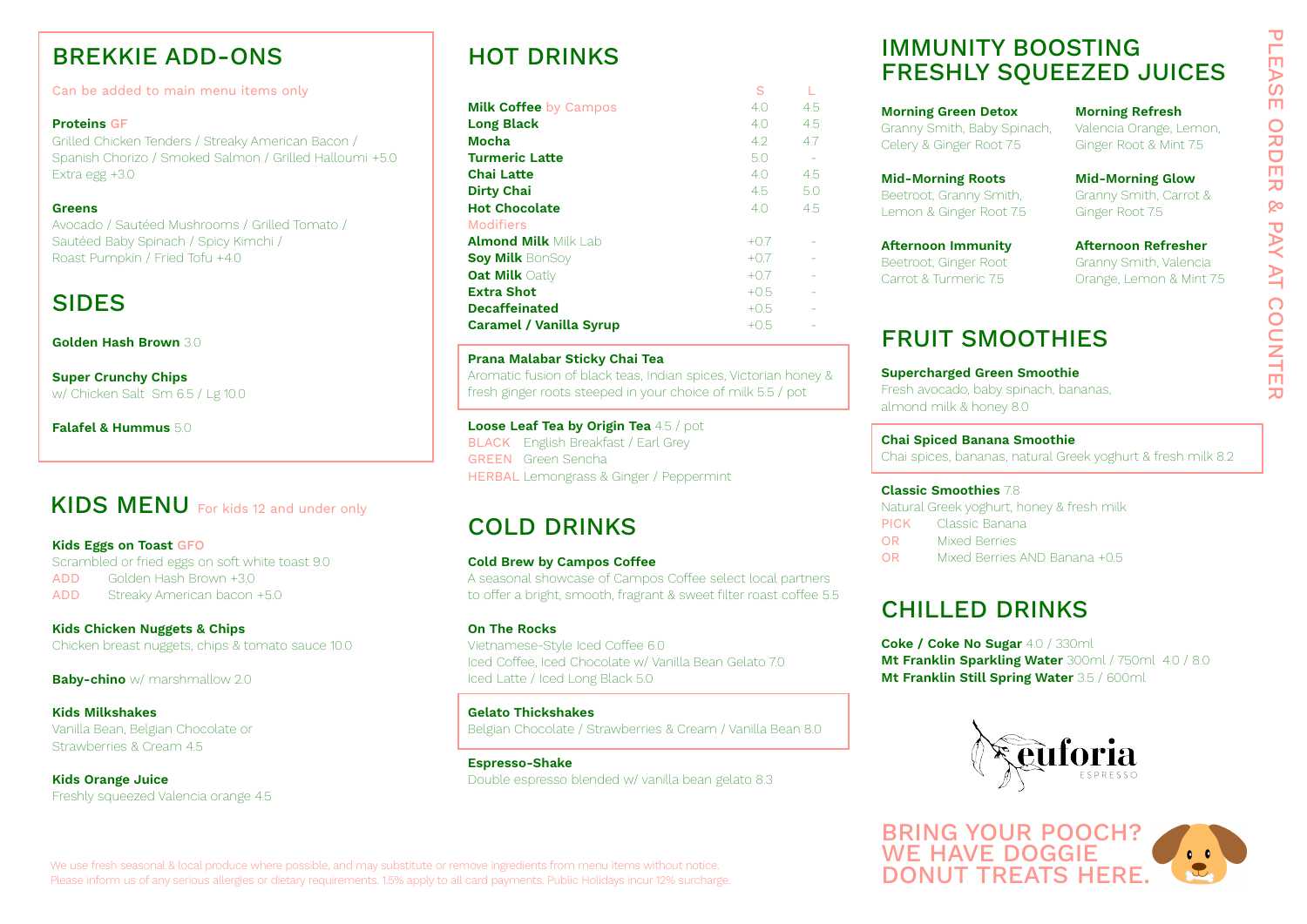## BREKKIE ADD-ONS

Can be added to main menu items only

**Proteins** GF
Grilled Chicken Tenders / Streaky American Bacon / Spanish Chorizo / Smoked Salmon / Grilled Halloumi +5.0
Extra egg +3.0

**Greens**
Avocado / Sautéed Mushrooms / Grilled Tomato / Sautéed Baby Spinach / Spicy Kimchi / Roast Pumpkin / Fried Tofu +4.0

## SIDES

**Golden Hash Brown** 3.0

**Super Crunchy Chips**
w/ Chicken Salt Sm 6.5 / Lg 10.0

**Falafel & Hummus** 5.0

## KIDS MENU For kids 12 and under only

**Kids Eggs on Toast** GFO
Scrambled or fried eggs on soft white toast 9.0
ADD Golden Hash Brown +3.0
ADD Streaky American bacon +5.0

**Kids Chicken Nuggets & Chips**
Chicken breast nuggets, chips & tomato sauce 10.0

**Baby-chino** w/ marshmallow 2.0

**Kids Milkshakes**
Vanilla Bean, Belgian Chocolate or Strawberries & Cream 4.5

**Kids Orange Juice**
Freshly squeezed Valencia orange 4.5

## HOT DRINKS

| | S | L |
|---|---|---|
| **Milk Coffee** by Campos | 4.0 | 4.5 |
| **Long Black** | 4.0 | 4.5 |
| **Mocha** | 4.2 | 4.7 |
| **Turmeric Latte** | 5.0 | - |
| **Chai Latte** | 4.0 | 4.5 |
| **Dirty Chai** | 4.5 | 5.0 |
| **Hot Chocolate** | 4.0 | 4.5 |
| Modifiers | | |
| **Almond Milk** Milk Lab | +0.7 | - |
| **Soy Milk** BonSoy | +0.7 | - |
| **Oat Milk** Oatly | +0.7 | - |
| **Extra Shot** | +0.5 | - |
| **Decaffeinated** | +0.5 | - |
| **Caramel / Vanilla Syrup** | +0.5 | - |

**Prana Malabar Sticky Chai Tea**
Aromatic fusion of black teas, Indian spices, Victorian honey & fresh ginger roots steeped in your choice of milk 5.5 / pot

**Loose Leaf Tea by Origin Tea** 4.5 / pot
BLACK English Breakfast / Earl Grey
GREEN Green Sencha
HERBAL Lemongrass & Ginger / Peppermint

## COLD DRINKS

**Cold Brew by Campos Coffee**
A seasonal showcase of Campos Coffee select local partners to offer a bright, smooth, fragrant & sweet filter roast coffee 5.5

**On The Rocks**
Vietnamese-Style Iced Coffee 6.0
Iced Coffee, Iced Chocolate w/ Vanilla Bean Gelato 7.0
Iced Latte / Iced Long Black 5.0

**Gelato Thickshakes**
Belgian Chocolate / Strawberries & Cream / Vanilla Bean 8.0

**Espresso-Shake**
Double espresso blended w/ vanilla bean gelato 8.3

## IMMUNITY BOOSTING FRESHLY SQUEEZED JUICES

**Morning Green Detox**
Granny Smith, Baby Spinach, Celery & Ginger Root 7.5

**Morning Refresh**
Valencia Orange, Lemon, Ginger Root & Mint 7.5

**Mid-Morning Roots**
Beetroot, Granny Smith, Lemon & Ginger Root 7.5

**Mid-Morning Glow**
Granny Smith, Carrot & Ginger Root 7.5

**Afternoon Immunity**
Beetroot, Ginger Root Carrot & Turmeric 7.5

**Afternoon Refresher**
Granny Smith, Valencia Orange, Lemon & Mint 7.5

## FRUIT SMOOTHIES

**Supercharged Green Smoothie**
Fresh avocado, baby spinach, bananas, almond milk & honey 8.0

**Chai Spiced Banana Smoothie**
Chai spices, bananas, natural Greek yoghurt & fresh milk 8.2

**Classic Smoothies** 7.8
Natural Greek yoghurt, honey & fresh milk
PICK Classic Banana
OR Mixed Berries
OR Mixed Berries AND Banana +0.5

## CHILLED DRINKS

**Coke / Coke No Sugar** 4.0 / 330ml
**Mt Franklin Sparkling Water** 300ml / 750ml 4.0 / 8.0
**Mt Franklin Still Spring Water** 3.5 / 600ml

euforia ESPRESSO

BRING YOUR POOCH? WE HAVE DOGGIE DONUT TREATS HERE.

PLEASE ORDER & PAY AT COUNTER

We use fresh seasonal & local produce where possible, and may substitute or remove ingredients from menu items without notice. Please inform us of any serious allergies or dietary requirements. 1.5% apply to all card payments. Public Holidays incur 12% surcharge.